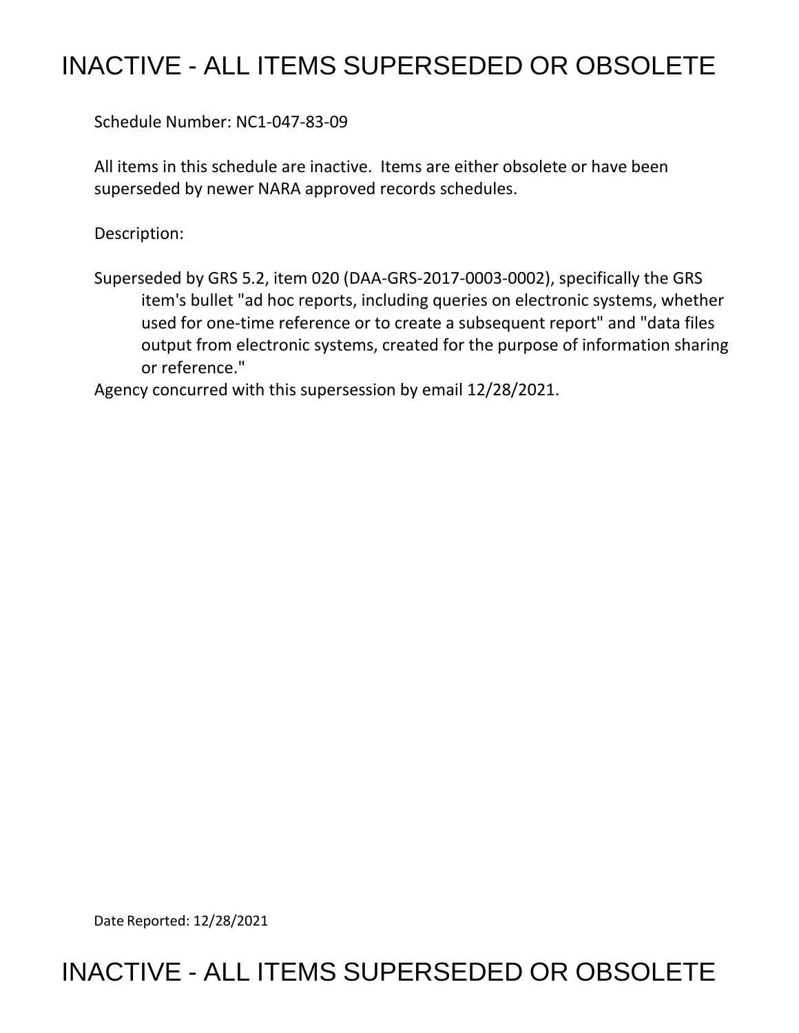# INACTIVE - ALL ITEMS SUPERSEDED OR OBSOLETE

Schedule Number: NC1-047-83-09

All items in this schedule are inactive. Items are either obsolete or have been superseded by newer NARA approved records schedules.

Description:

Superseded by GRS 5.2, item 020 (DAA-GRS-2017-0003-0002), specifically the GRS item's bullet "ad hoc reports, including queries on electronic systems, whether used for one-time reference or to create a subsequent report" and "data files output from electronic systems, created for the purpose of information sharing or reference."

Agency concurred with this supersession by email 12/28/2021.

Date Reported: 12/28/2021

# INACTIVE - ALL ITEMS SUPERSEDED OR OBSOLETE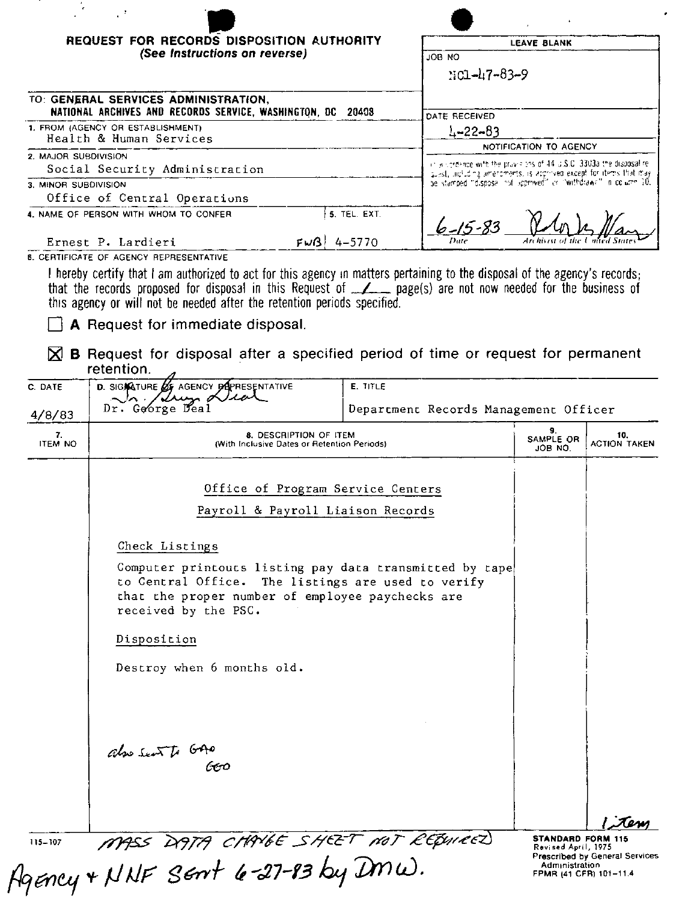# REQUEST FOR RECORDS DISPOSITION AUTHORITY

*(See Instructions on reverse)*

| LEAVE BLANK |
|---|
| JOB NO: NC1-47-83-9 |
| DATE RECEIVED: 4-22-83 |
| NOTIFICATION TO AGENCY: In accordance with the provisions of 44 U.S.C. 3303a the disposal request, including amendments, is approved except for items that may be stamped "disposal not approved" or "withdrawn" in column 10. |
| 6-15-83 (Date) — [signature] (Archivist of the United States) |

TO: **GENERAL SERVICES ADMINISTRATION, NATIONAL ARCHIVES AND RECORDS SERVICE, WASHINGTON, DC 20408**

1. FROM (AGENCY OR ESTABLISHMENT): Health & Human Services
2. MAJOR SUBDIVISION: Social Security Administration
3. MINOR SUBDIVISION: Office of Central Operations
4. NAME OF PERSON WITH WHOM TO CONFER: Ernest P. Lardieri
5. TEL. EXT.: FWB 4-5770

6. CERTIFICATE OF AGENCY REPRESENTATIVE

I hereby certify that I am authorized to act for this agency in matters pertaining to the disposal of the agency's records; that the records proposed for disposal in this Request of 1 page(s) are not now needed for the business of this agency or will not be needed after the retention periods specified.

☐ **A** Request for immediate disposal.

☒ **B** Request for disposal after a specified period of time or request for permanent retention.

| C. DATE | D. SIGNATURE OF AGENCY REPRESENTATIVE | E. TITLE |
|---|---|---|
| 4/8/83 | Dr. George Deal | Department Records Management Officer |

| 7. ITEM NO | 8. DESCRIPTION OF ITEM (With Inclusive Dates or Retention Periods) | 9. SAMPLE OR JOB NO. | 10. ACTION TAKEN |
|---|---|---|---|
| | Office of Program Service Centers<br><br>Payroll & Payroll Liaison Records<br><br>Check Listings<br><br>Computer printouts listing pay data transmitted by tape to Central Office. The listings are used to verify that the proper number of employee paychecks are received by the PSC.<br><br>Disposition<br><br>Destroy when 6 months old.<br><br>also sent to GAO<br>GCO | | 1 item |

115-107

MASS DATA CHANGE SHEET NOT REQUIRED

STANDARD FORM 115
Revised April, 1975
Prescribed by General Services Administration
FPMR (41 CFR) 101-11.4

Agency + NNF sent 6-27-83 by DMW.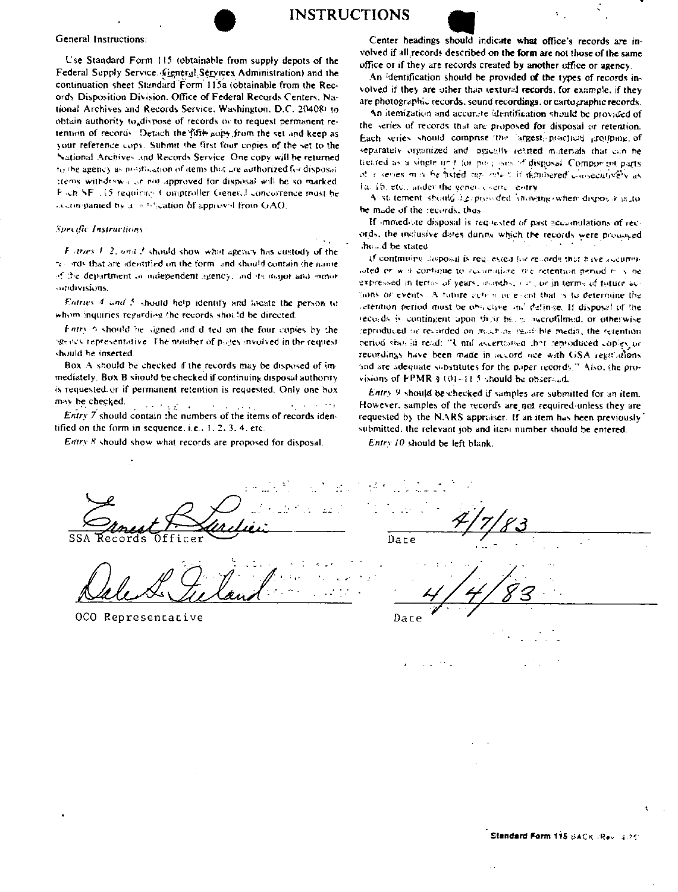# INSTRUCTIONS

General Instructions:

Use Standard Form 115 (obtainable from supply depots of the Federal Supply Service, General Services Administration) and the continuation sheet Standard Form 115a (obtainable from the Records Disposition Division, Office of Federal Records Centers, National Archives and Records Service, Washington, D.C. 20408) to obtain authority to dispose of records or to request permanent retention of records. Detach the fifth copy from the set and keep as your reference copy. Submit the first four copies of the set to the National Archives and Records Service. One copy will be returned to the agency as notification of items that are authorized for disposal. Items withdrawn or not approved for disposal will be so marked. Each SF 115 requiring Comptroller General concurrence must be accompanied by a notification of approval from GAO.

*Specific Instructions:*

*Entries 1, 2, and 3* should show what agency has custody of the records that are identified on the form, and should contain the name of the department or independent agency, and its major and minor subdivisions.

*Entries 4 and 5* should help identify and locate the person to whom inquiries regarding the records should be directed.

*Entry 6* should be signed and dated on the four copies by the agency representative. The number of pages involved in the request should be inserted.

Box A should be checked if the records may be disposed of immediately. Box B should be checked if continuing disposal authority is requested or if permanent retention is requested. Only one box may be checked.

*Entry 7* should contain the numbers of the items of records identified on the form in sequence, i.e., 1, 2, 3, 4, etc.

*Entry 8* should show what records are proposed for disposal.

Center headings should indicate what office's records are involved if all records described on the form are not those of the same office or if they are records created by another office or agency.

An identification should be provided of the types of records involved if they are other than textural records, for example, if they are photographic records, sound recordings, or cartographic records.

An itemization and accurate identification should be provided of the series of records that are proposed for disposal or retention. Each series should comprise the largest practical grouping of separately organized and logically related materials that can be treated as a single unit for purposes of disposal. Component parts of a series may be listed separately if numbered consecutively as 1a, 1b, etc., under the general series entry.

A statement should be provided showing when disposal is to be made of the records, thus:

If immediate disposal is requested of past accumulations of records, the inclusive dates during which the records were produced should be stated.

If continuing disposal is requested for records that have accumulated or will continue to accumulate, the retention period may be expressed in terms of years, months, etc., or in terms of future actions or events. A future action or event that is to determine the retention period must be objective and definite. If disposal of the records is contingent upon their being microfilmed, or otherwise reproduced or recorded on machine readable media, the retention period should read: "Until ascertained that reproduced copies or recordings have been made in accordance with GSA regulations and are adequate substitutes for the paper records." Also, the provisions of FPMR § 101-11.5 should be observed.

*Entry 9* should be checked if samples are submitted for an item. However, samples of the records are not required unless they are requested by the NARS appraiser. If an item has been previously submitted, the relevant job and item number should be entered.

*Entry 10* should be left blank.

Ernest P. Lurchini
SSA Records Officer — Date: 4/7/83

Dale L. Ireland
OCO Representative — Date: 4/4/83

Standard Form 115 BACK (Rev. 4-75)